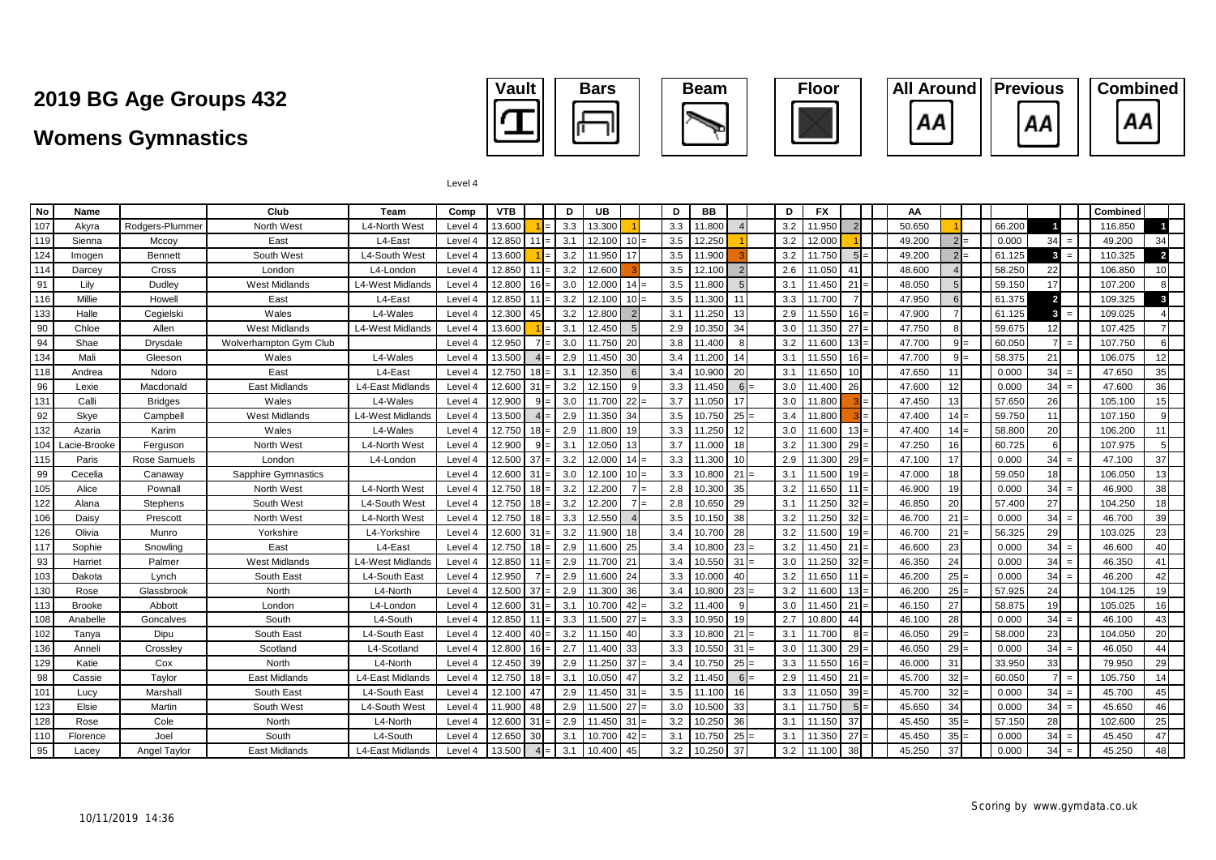# 2019 BG Age Groups 432

## Womens Gymnastics

Vault | Bars | Beam | Floor | All Around | Previous | Combined

Level 4

| No | Name | | Club | Team | Comp | VTB | | | D | UB | | | D | BB | | | D | FX | | | AA | | | Previous | | | Combined | |
|---|---|---|---|---|---|---|---|---|---|---|---|---|---|---|---|---|---|---|---|---|---|---|---|---|---|---|---|---|
| 107 | Akyra | Rodgers-Plummer | North West | L4-North West | Level 4 | 13.600 | 1 | = | 3.3 | 13.300 | 1 | | 3.3 | 11.800 | 4 | | 3.2 | 11.950 | 2 | | 50.650 | 1 | | 66.200 | 1 | | 116.850 | 1 |
| 119 | Sienna | Mccoy | East | L4-East | Level 4 | 12.850 | 11 | = | 3.1 | 12.100 | 10 | = | 3.5 | 12.250 | 1 | | 3.2 | 12.000 | 1 | | 49.200 | 2 | = | 0.000 | 34 | = | 49.200 | 34 |
| 124 | Imogen | Bennett | South West | L4-South West | Level 4 | 13.600 | 1 | = | 3.2 | 11.950 | 17 | | 3.5 | 11.900 | 3 | | 3.2 | 11.750 | 5 | = | 49.200 | 2 | = | 61.125 | 3 | = | 110.325 | 2 |
| 114 | Darcey | Cross | London | L4-London | Level 4 | 12.850 | 11 | = | 3.2 | 12.600 | 3 | | 3.5 | 12.100 | 2 | | 2.6 | 11.050 | 41 | | 48.600 | 4 | | 58.250 | 22 | | 106.850 | 10 |
| 91 | Lily | Dudley | West Midlands | L4-West Midlands | Level 4 | 12.800 | 16 | = | 3.0 | 12.000 | 14 | = | 3.5 | 11.800 | 5 | | 3.1 | 11.450 | 21 | = | 48.050 | 5 | | 59.150 | 17 | | 107.200 | 8 |
| 116 | Millie | Howell | East | L4-East | Level 4 | 12.850 | 11 | = | 3.2 | 12.100 | 10 | = | 3.5 | 11.300 | 11 | | 3.3 | 11.700 | 7 | | 47.950 | 6 | | 61.375 | 2 | | 109.325 | 3 |
| 133 | Halle | Cegielski | Wales | L4-Wales | Level 4 | 12.300 | 45 | | 3.2 | 12.800 | 2 | | 3.1 | 11.250 | 13 | | 2.9 | 11.550 | 16 | = | 47.900 | 7 | | 61.125 | 3 | = | 109.025 | 4 |
| 90 | Chloe | Allen | West Midlands | L4-West Midlands | Level 4 | 13.600 | 1 | = | 3.1 | 12.450 | 5 | | 2.9 | 10.350 | 34 | | 3.0 | 11.350 | 27 | = | 47.750 | 8 | | 59.675 | 12 | | 107.425 | 7 |
| 94 | Shae | Drysdale | Wolverhampton Gym Club | | Level 4 | 12.950 | 7 | = | 3.0 | 11.750 | 20 | | 3.8 | 11.400 | 8 | | 3.2 | 11.600 | 13 | = | 47.700 | 9 | = | 60.050 | 7 | = | 107.750 | 6 |
| 134 | Mali | Gleeson | Wales | L4-Wales | Level 4 | 13.500 | 4 | = | 2.9 | 11.450 | 30 | | 3.4 | 11.200 | 14 | | 3.1 | 11.550 | 16 | = | 47.700 | 9 | = | 58.375 | 21 | | 106.075 | 12 |
| 118 | Andrea | Ndoro | East | L4-East | Level 4 | 12.750 | 18 | = | 3.1 | 12.350 | 6 | | 3.4 | 10.900 | 20 | | 3.1 | 11.650 | 10 | | 47.650 | 11 | | 0.000 | 34 | = | 47.650 | 35 |
| 96 | Lexie | Macdonald | East Midlands | L4-East Midlands | Level 4 | 12.600 | 31 | = | 3.2 | 12.150 | 9 | | 3.3 | 11.450 | 6 | = | 3.0 | 11.400 | 26 | | 47.600 | 12 | | 0.000 | 34 | = | 47.600 | 36 |
| 131 | Calli | Bridges | Wales | L4-Wales | Level 4 | 12.900 | 9 | = | 3.0 | 11.700 | 22 | = | 3.7 | 11.050 | 17 | | 3.0 | 11.800 | 3 | = | 47.450 | 13 | | 57.650 | 26 | | 105.100 | 15 |
| 92 | Skye | Campbell | West Midlands | L4-West Midlands | Level 4 | 13.500 | 4 | = | 2.9 | 11.350 | 34 | | 3.5 | 10.750 | 25 | = | 3.4 | 11.800 | 3 | = | 47.400 | 14 | = | 59.750 | 11 | | 107.150 | 9 |
| 132 | Azaria | Karim | Wales | L4-Wales | Level 4 | 12.750 | 18 | = | 2.9 | 11.800 | 19 | | 3.3 | 11.250 | 12 | | 3.0 | 11.600 | 13 | = | 47.400 | 14 | = | 58.800 | 20 | | 106.200 | 11 |
| 104 | Lacie-Brooke | Ferguson | North West | L4-North West | Level 4 | 12.900 | 9 | = | 3.1 | 12.050 | 13 | | 3.7 | 11.000 | 18 | | 3.2 | 11.300 | 29 | = | 47.250 | 16 | | 60.725 | 6 | | 107.975 | 5 |
| 115 | Paris | Rose Samuels | London | L4-London | Level 4 | 12.500 | 37 | = | 3.2 | 12.000 | 14 | = | 3.3 | 11.300 | 10 | | 2.9 | 11.300 | 29 | = | 47.100 | 17 | | 0.000 | 34 | = | 47.100 | 37 |
| 99 | Cecelia | Canaway | Sapphire Gymnastics | | Level 4 | 12.600 | 31 | = | 3.0 | 12.100 | 10 | = | 3.3 | 10.800 | 21 | = | 3.1 | 11.500 | 19 | = | 47.000 | 18 | | 59.050 | 18 | | 106.050 | 13 |
| 105 | Alice | Pownall | North West | L4-North West | Level 4 | 12.750 | 18 | = | 3.2 | 12.200 | 7 | = | 2.8 | 10.300 | 35 | | 3.2 | 11.650 | 11 | = | 46.900 | 19 | | 0.000 | 34 | = | 46.900 | 38 |
| 122 | Alana | Stephens | South West | L4-South West | Level 4 | 12.750 | 18 | = | 3.2 | 12.200 | 7 | = | 2.8 | 10.650 | 29 | | 3.1 | 11.250 | 32 | = | 46.850 | 20 | | 57.400 | 27 | | 104.250 | 18 |
| 106 | Daisy | Prescott | North West | L4-North West | Level 4 | 12.750 | 18 | = | 3.3 | 12.550 | 4 | | 3.5 | 10.150 | 38 | | 3.2 | 11.250 | 32 | = | 46.700 | 21 | = | 0.000 | 34 | = | 46.700 | 39 |
| 126 | Olivia | Munro | Yorkshire | L4-Yorkshire | Level 4 | 12.600 | 31 | = | 3.2 | 11.900 | 18 | | 3.4 | 10.700 | 28 | | 3.2 | 11.500 | 19 | = | 46.700 | 21 | = | 56.325 | 29 | | 103.025 | 23 |
| 117 | Sophie | Snowling | East | L4-East | Level 4 | 12.750 | 18 | = | 2.9 | 11.600 | 25 | | 3.4 | 10.800 | 23 | = | 3.2 | 11.450 | 21 | = | 46.600 | 23 | | 0.000 | 34 | = | 46.600 | 40 |
| 93 | Harriet | Palmer | West Midlands | L4-West Midlands | Level 4 | 12.850 | 11 | = | 2.9 | 11.700 | 21 | | 3.4 | 10.550 | 31 | = | 3.0 | 11.250 | 32 | = | 46.350 | 24 | | 0.000 | 34 | = | 46.350 | 41 |
| 103 | Dakota | Lynch | South East | L4-South East | Level 4 | 12.950 | 7 | = | 2.9 | 11.600 | 24 | | 3.3 | 10.000 | 40 | | 3.2 | 11.650 | 11 | = | 46.200 | 25 | = | 0.000 | 34 | = | 46.200 | 42 |
| 130 | Rose | Glassbrook | North | L4-North | Level 4 | 12.500 | 37 | = | 2.9 | 11.300 | 36 | | 3.4 | 10.800 | 23 | = | 3.2 | 11.600 | 13 | = | 46.200 | 25 | = | 57.925 | 24 | | 104.125 | 19 |
| 113 | Brooke | Abbott | London | L4-London | Level 4 | 12.600 | 31 | = | 3.1 | 10.700 | 42 | = | 3.2 | 11.400 | 9 | | 3.0 | 11.450 | 21 | = | 46.150 | 27 | | 58.875 | 19 | | 105.025 | 16 |
| 108 | Anabelle | Goncalves | South | L4-South | Level 4 | 12.850 | 11 | = | 3.3 | 11.500 | 27 | = | 3.3 | 10.950 | 19 | | 2.7 | 10.800 | 44 | | 46.100 | 28 | | 0.000 | 34 | = | 46.100 | 43 |
| 102 | Tanya | Dipu | South East | L4-South East | Level 4 | 12.400 | 40 | = | 3.2 | 11.150 | 40 | | 3.3 | 10.800 | 21 | = | 3.1 | 11.700 | 8 | = | 46.050 | 29 | = | 58.000 | 23 | | 104.050 | 20 |
| 136 | Anneli | Crossley | Scotland | L4-Scotland | Level 4 | 12.800 | 16 | = | 2.7 | 11.400 | 33 | | 3.3 | 10.550 | 31 | = | 3.0 | 11.300 | 29 | = | 46.050 | 29 | = | 0.000 | 34 | = | 46.050 | 44 |
| 129 | Katie | Cox | North | L4-North | Level 4 | 12.450 | 39 | | 2.9 | 11.250 | 37 | = | 3.4 | 10.750 | 25 | = | 3.3 | 11.550 | 16 | = | 46.000 | 31 | | 33.950 | 33 | | 79.950 | 29 |
| 98 | Cassie | Taylor | East Midlands | L4-East Midlands | Level 4 | 12.750 | 18 | = | 3.1 | 10.050 | 47 | | 3.2 | 11.450 | 6 | = | 2.9 | 11.450 | 21 | = | 45.700 | 32 | = | 60.050 | 7 | = | 105.750 | 14 |
| 101 | Lucy | Marshall | South East | L4-South East | Level 4 | 12.100 | 47 | | 2.9 | 11.450 | 31 | = | 3.5 | 11.100 | 16 | | 3.3 | 11.050 | 39 | = | 45.700 | 32 | = | 0.000 | 34 | = | 45.700 | 45 |
| 123 | Elsie | Martin | South West | L4-South West | Level 4 | 11.900 | 48 | | 2.9 | 11.500 | 27 | = | 3.0 | 10.500 | 33 | | 3.1 | 11.750 | 5 | = | 45.650 | 34 | | 0.000 | 34 | = | 45.650 | 46 |
| 128 | Rose | Cole | North | L4-North | Level 4 | 12.600 | 31 | = | 2.9 | 11.450 | 31 | = | 3.2 | 10.250 | 36 | | 3.1 | 11.150 | 37 | | 45.450 | 35 | = | 57.150 | 28 | | 102.600 | 25 |
| 110 | Florence | Joel | South | L4-South | Level 4 | 12.650 | 30 | | 3.1 | 10.700 | 42 | = | 3.1 | 10.750 | 25 | = | 3.1 | 11.350 | 27 | = | 45.450 | 35 | = | 0.000 | 34 | = | 45.450 | 47 |
| 95 | Lacey | Angel Taylor | East Midlands | L4-East Midlands | Level 4 | 13.500 | 4 | = | 3.1 | 10.400 | 45 | | 3.2 | 10.250 | 37 | | 3.2 | 11.100 | 38 | | 45.250 | 37 | | 0.000 | 34 | = | 45.250 | 48 |

10/11/2019 14:36

Scoring by www.gymdata.co.uk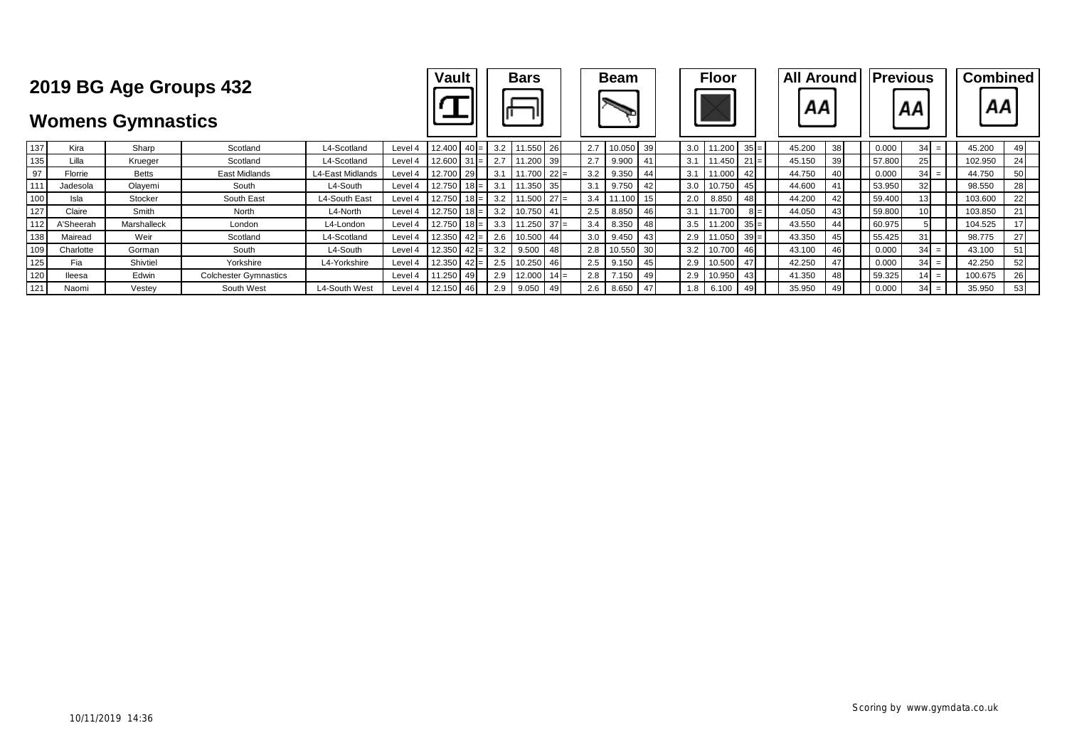# 2019 BG Age Groups 432

## Womens Gymnastics

| | | | | | | Vault | | | Bars | | | | Beam | | | Floor | | | | All Around | | Previous | | | Combined | |
|---|---|---|---|---|---|---|---|---|---|---|---|---|---|---|---|---|---|---|---|---|---|---|---|---|---|---|
| 137 | Kira | Sharp | Scotland | L4-Scotland | Level 4 | 12.400 | 40 | = | 3.2 | 11.550 | 26 | | 2.7 | 10.050 | 39 | 3.0 | 11.200 | 35 | = | 45.200 | 38 | 0.000 | 34 | = | 45.200 | 49 |
| 135 | Lilla | Krueger | Scotland | L4-Scotland | Level 4 | 12.600 | 31 | = | 2.7 | 11.200 | 39 | | 2.7 | 9.900 | 41 | 3.1 | 11.450 | 21 | = | 45.150 | 39 | 57.800 | 25 | | 102.950 | 24 |
| 97 | Florrie | Betts | East Midlands | L4-East Midlands | Level 4 | 12.700 | 29 | | 3.1 | 11.700 | 22 | = | 3.2 | 9.350 | 44 | 3.1 | 11.000 | 42 | | 44.750 | 40 | 0.000 | 34 | = | 44.750 | 50 |
| 111 | Jadesola | Olayemi | South | L4-South | Level 4 | 12.750 | 18 | = | 3.1 | 11.350 | 35 | | 3.1 | 9.750 | 42 | 3.0 | 10.750 | 45 | | 44.600 | 41 | 53.950 | 32 | | 98.550 | 28 |
| 100 | Isla | Stocker | South East | L4-South East | Level 4 | 12.750 | 18 | = | 3.2 | 11.500 | 27 | = | 3.4 | 11.100 | 15 | 2.0 | 8.850 | 48 | | 44.200 | 42 | 59.400 | 13 | | 103.600 | 22 |
| 127 | Claire | Smith | North | L4-North | Level 4 | 12.750 | 18 | = | 3.2 | 10.750 | 41 | | 2.5 | 8.850 | 46 | 3.1 | 11.700 | 8 | = | 44.050 | 43 | 59.800 | 10 | | 103.850 | 21 |
| 112 | A'Sheerah | Marshalleck | London | L4-London | Level 4 | 12.750 | 18 | = | 3.3 | 11.250 | 37 | = | 3.4 | 8.350 | 48 | 3.5 | 11.200 | 35 | = | 43.550 | 44 | 60.975 | 5 | | 104.525 | 17 |
| 138 | Mairead | Weir | Scotland | L4-Scotland | Level 4 | 12.350 | 42 | = | 2.6 | 10.500 | 44 | | 3.0 | 9.450 | 43 | 2.9 | 11.050 | 39 | = | 43.350 | 45 | 55.425 | 31 | | 98.775 | 27 |
| 109 | Charlotte | Gorman | South | L4-South | Level 4 | 12.350 | 42 | = | 3.2 | 9.500 | 48 | | 2.8 | 10.550 | 30 | 3.2 | 10.700 | 46 | | 43.100 | 46 | 0.000 | 34 | = | 43.100 | 51 |
| 125 | Fia | Shivtiel | Yorkshire | L4-Yorkshire | Level 4 | 12.350 | 42 | = | 2.5 | 10.250 | 46 | | 2.5 | 9.150 | 45 | 2.9 | 10.500 | 47 | | 42.250 | 47 | 0.000 | 34 | = | 42.250 | 52 |
| 120 | Ileesa | Edwin | Colchester Gymnastics | | Level 4 | 11.250 | 49 | | 2.9 | 12.000 | 14 | = | 2.8 | 7.150 | 49 | 2.9 | 10.950 | 43 | | 41.350 | 48 | 59.325 | 14 | = | 100.675 | 26 |
| 121 | Naomi | Vestey | South West | L4-South West | Level 4 | 12.150 | 46 | | 2.9 | 9.050 | 49 | | 2.6 | 8.650 | 47 | 1.8 | 6.100 | 49 | | 35.950 | 49 | 0.000 | 34 | = | 35.950 | 53 |

10/11/2019 14:36

Scoring by www.gymdata.co.uk